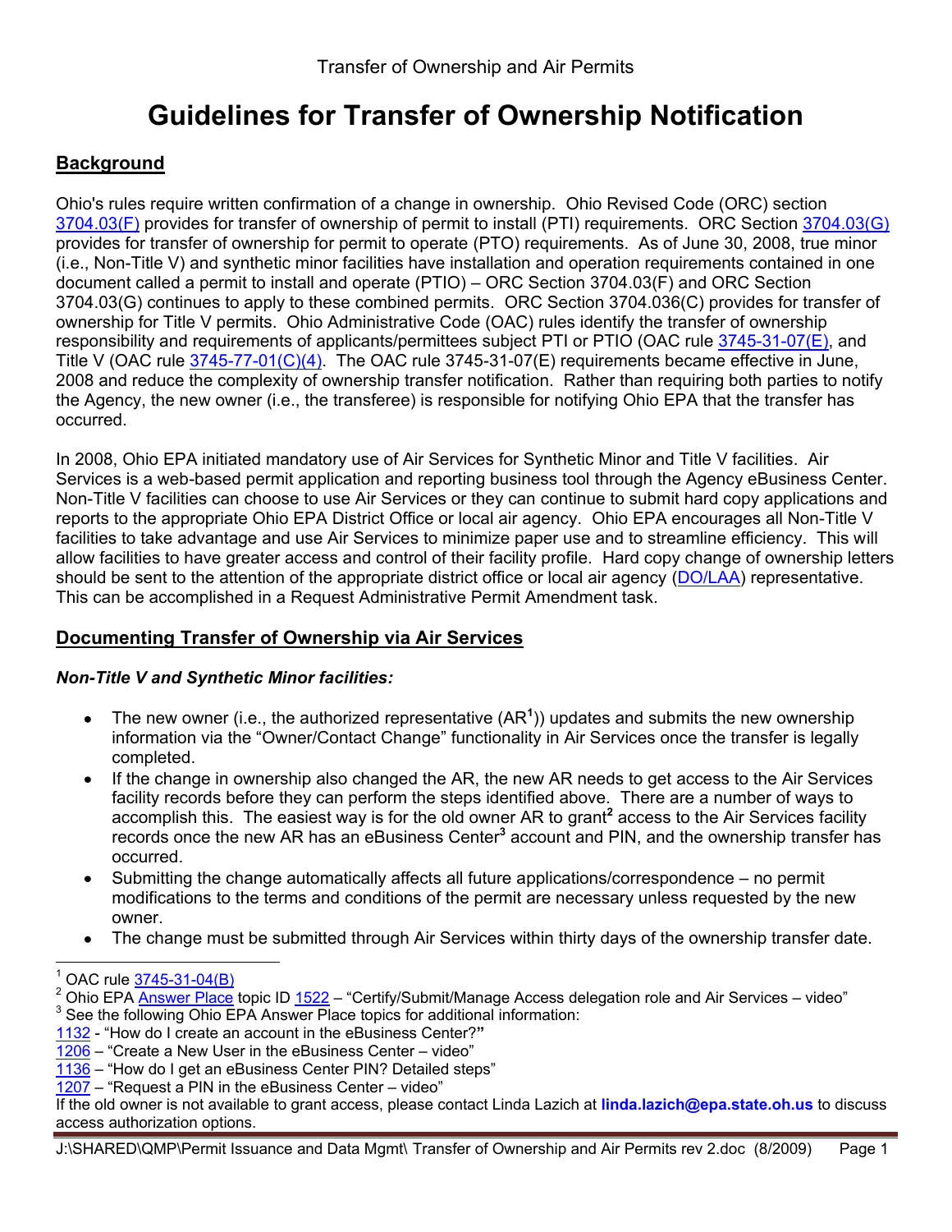Transfer of Ownership and Air Permits

# Guidelines for Transfer of Ownership Notification

## Background

Ohio's rules require written confirmation of a change in ownership. Ohio Revised Code (ORC) section 3704.03(F) provides for transfer of ownership of permit to install (PTI) requirements. ORC Section 3704.03(G) provides for transfer of ownership for permit to operate (PTO) requirements. As of June 30, 2008, true minor (i.e., Non-Title V) and synthetic minor facilities have installation and operation requirements contained in one document called a permit to install and operate (PTIO) – ORC Section 3704.03(F) and ORC Section 3704.03(G) continues to apply to these combined permits. ORC Section 3704.036(C) provides for transfer of ownership for Title V permits. Ohio Administrative Code (OAC) rules identify the transfer of ownership responsibility and requirements of applicants/permittees subject PTI or PTIO (OAC rule 3745-31-07(E), and Title V (OAC rule 3745-77-01(C)(4). The OAC rule 3745-31-07(E) requirements became effective in June, 2008 and reduce the complexity of ownership transfer notification. Rather than requiring both parties to notify the Agency, the new owner (i.e., the transferee) is responsible for notifying Ohio EPA that the transfer has occurred.

In 2008, Ohio EPA initiated mandatory use of Air Services for Synthetic Minor and Title V facilities. Air Services is a web-based permit application and reporting business tool through the Agency eBusiness Center. Non-Title V facilities can choose to use Air Services or they can continue to submit hard copy applications and reports to the appropriate Ohio EPA District Office or local air agency. Ohio EPA encourages all Non-Title V facilities to take advantage and use Air Services to minimize paper use and to streamline efficiency. This will allow facilities to have greater access and control of their facility profile. Hard copy change of ownership letters should be sent to the attention of the appropriate district office or local air agency (DO/LAA) representative. This can be accomplished in a Request Administrative Permit Amendment task.

## Documenting Transfer of Ownership via Air Services

### *Non-Title V and Synthetic Minor facilities:*

- The new owner (i.e., the authorized representative (AR[1])) updates and submits the new ownership information via the "Owner/Contact Change" functionality in Air Services once the transfer is legally completed.
- If the change in ownership also changed the AR, the new AR needs to get access to the Air Services facility records before they can perform the steps identified above. There are a number of ways to accomplish this. The easiest way is for the old owner AR to grant[2] access to the Air Services facility records once the new AR has an eBusiness Center[3] account and PIN, and the ownership transfer has occurred.
- Submitting the change automatically affects all future applications/correspondence – no permit modifications to the terms and conditions of the permit are necessary unless requested by the new owner.
- The change must be submitted through Air Services within thirty days of the ownership transfer date.

---

[1] OAC rule 3745-31-04(B)

[2] Ohio EPA Answer Place topic ID 1522 – "Certify/Submit/Manage Access delegation role and Air Services – video"

[3] See the following Ohio EPA Answer Place topics for additional information:
1132 - "How do I create an account in the eBusiness Center?"
1206 – "Create a New User in the eBusiness Center – video"
1136 – "How do I get an eBusiness Center PIN? Detailed steps"
1207 – "Request a PIN in the eBusiness Center – video"
If the old owner is not available to grant access, please contact Linda Lazich at **linda.lazich@epa.state.oh.us** to discuss access authorization options.

J:\SHARED\QMP\Permit Issuance and Data Mgmt\ Transfer of Ownership and Air Permits rev 2.doc (8/2009)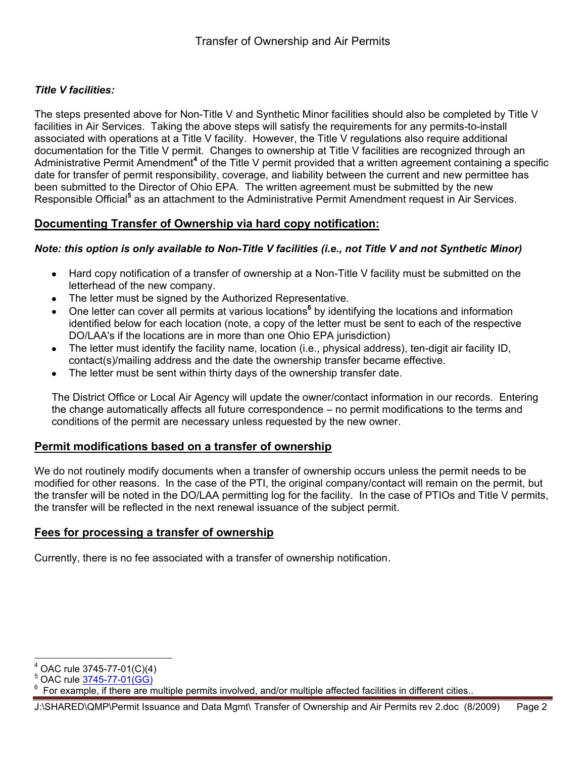### *Title V facilities:*

The steps presented above for Non-Title V and Synthetic Minor facilities should also be completed by Title V facilities in Air Services. Taking the above steps will satisfy the requirements for any permits-to-install associated with operations at a Title V facility. However, the Title V regulations also require additional documentation for the Title V permit. Changes to ownership at Title V facilities are recognized through an Administrative Permit Amendment[4] of the Title V permit provided that a written agreement containing a specific date for transfer of permit responsibility, coverage, and liability between the current and new permittee has been submitted to the Director of Ohio EPA. The written agreement must be submitted by the new Responsible Official[5] as an attachment to the Administrative Permit Amendment request in Air Services.

## Documenting Transfer of Ownership via hard copy notification:

***Note: this option is only available to Non-Title V facilities (i.e., not Title V and not Synthetic Minor)***

- Hard copy notification of a transfer of ownership at a Non-Title V facility must be submitted on the letterhead of the new company.
- The letter must be signed by the Authorized Representative.
- One letter can cover all permits at various locations[6] by identifying the locations and information identified below for each location (note, a copy of the letter must be sent to each of the respective DO/LAA's if the locations are in more than one Ohio EPA jurisdiction)
- The letter must identify the facility name, location (i.e., physical address), ten-digit air facility ID, contact(s)/mailing address and the date the ownership transfer became effective.
- The letter must be sent within thirty days of the ownership transfer date.

The District Office or Local Air Agency will update the owner/contact information in our records. Entering the change automatically affects all future correspondence – no permit modifications to the terms and conditions of the permit are necessary unless requested by the new owner.

## Permit modifications based on a transfer of ownership

We do not routinely modify documents when a transfer of ownership occurs unless the permit needs to be modified for other reasons. In the case of the PTI, the original company/contact will remain on the permit, but the transfer will be noted in the DO/LAA permitting log for the facility. In the case of PTIOs and Title V permits, the transfer will be reflected in the next renewal issuance of the subject permit.

## Fees for processing a transfer of ownership

Currently, there is no fee associated with a transfer of ownership notification.

[4] OAC rule 3745-77-01(C)(4)
[5] OAC rule 3745-77-01(GG)
[6] For example, if there are multiple permits involved, and/or multiple affected facilities in different cities..